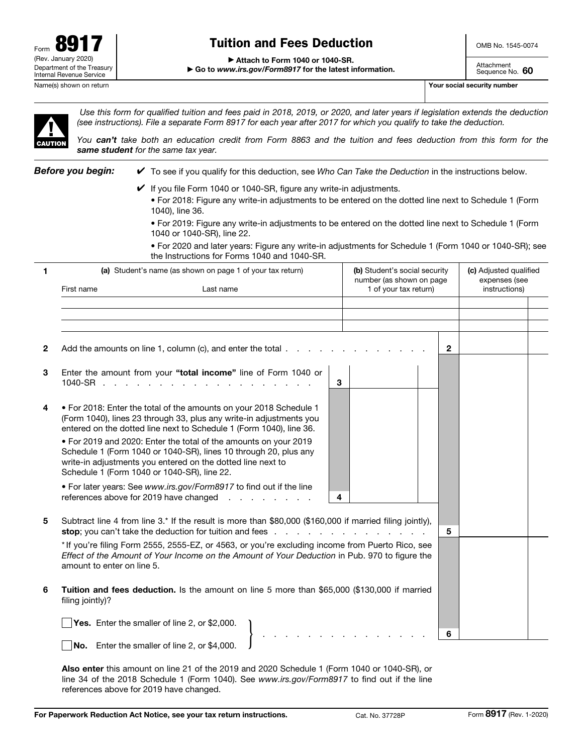Form **8917**
(Rev. January 2020)
Department of the Treasury
Internal Revenue Service

# Tuition and Fees Deduction

▶ Attach to Form 1040 or 1040-SR.
▶ Go to *www.irs.gov/Form8917* for the latest information.

OMB No. 1545-0074

Attachment Sequence No. **60**

Name(s) shown on return | Your social security number

**CAUTION**

*Use this form for qualified tuition and fees paid in 2018, 2019, or 2020, and later years if legislation extends the deduction (see instructions). File a separate Form 8917 for each year after 2017 for which you qualify to take the deduction.*

*You **can't** take both an education credit from Form 8863 and the tuition and fees deduction from this form for the **same student** for the same tax year.*

***Before you begin:***

✔ To see if you qualify for this deduction, see *Who Can Take the Deduction* in the instructions below.

✔ If you file Form 1040 or 1040-SR, figure any write-in adjustments.

- For 2018: Figure any write-in adjustments to be entered on the dotted line next to Schedule 1 (Form 1040), line 36.
- For 2019: Figure any write-in adjustments to be entered on the dotted line next to Schedule 1 (Form 1040 or 1040-SR), line 22.
- For 2020 and later years: Figure any write-in adjustments for Schedule 1 (Form 1040 or 1040-SR); see the Instructions for Forms 1040 and 1040-SR.

**1**

| (a) Student's name (as shown on page 1 of your tax return) First name | Last name | (b) Student's social security number (as shown on page 1 of your tax return) | (c) Adjusted qualified expenses (see instructions) |
|---|---|---|---|
| | | | |
| | | | |
| | | | |

**2** Add the amounts on line 1, column (c), and enter the total . . . . . . . . . . . . . . **2**

**3** Enter the amount from your **"total income"** line of Form 1040 or 1040-SR . . . . . . . . . . . . . . . . . . . . **3**

**4**
- For 2018: Enter the total of the amounts on your 2018 Schedule 1 (Form 1040), lines 23 through 33, plus any write-in adjustments you entered on the dotted line next to Schedule 1 (Form 1040), line 36.
- For 2019 and 2020: Enter the total of the amounts on your 2019 Schedule 1 (Form 1040 or 1040-SR), lines 10 through 20, plus any write-in adjustments you entered on the dotted line next to Schedule 1 (Form 1040 or 1040-SR), line 22.
- For later years: See *www.irs.gov/Form8917* to find out if the line references above for 2019 have changed . . . . . . . . . **4**

**5** Subtract line 4 from line 3.* If the result is more than $80,000 ($160,000 if married filing jointly), **stop**; you can't take the deduction for tuition and fees . . . . . . . . . . . . . . . . . **5**

*If you're filing Form 2555, 2555-EZ, or 4563, or you're excluding income from Puerto Rico, see *Effect of the Amount of Your Income on the Amount of Your Deduction* in Pub. 970 to figure the amount to enter on line 5.

**6** **Tuition and fees deduction.** Is the amount on line 5 more than $65,000 ($130,000 if married filing jointly)?

☐ **Yes.** Enter the smaller of line 2, or $2,000.
☐ **No.** Enter the smaller of line 2, or $4,000. . . . . . . . . . . . . . . . . **6**

**Also enter** this amount on line 21 of the 2019 and 2020 Schedule 1 (Form 1040 or 1040-SR), or line 34 of the 2018 Schedule 1 (Form 1040). See *www.irs.gov/Form8917* to find out if the line references above for 2019 have changed.

**For Paperwork Reduction Act Notice, see your tax return instructions.** Cat. No. 37728P Form **8917** (Rev. 1-2020)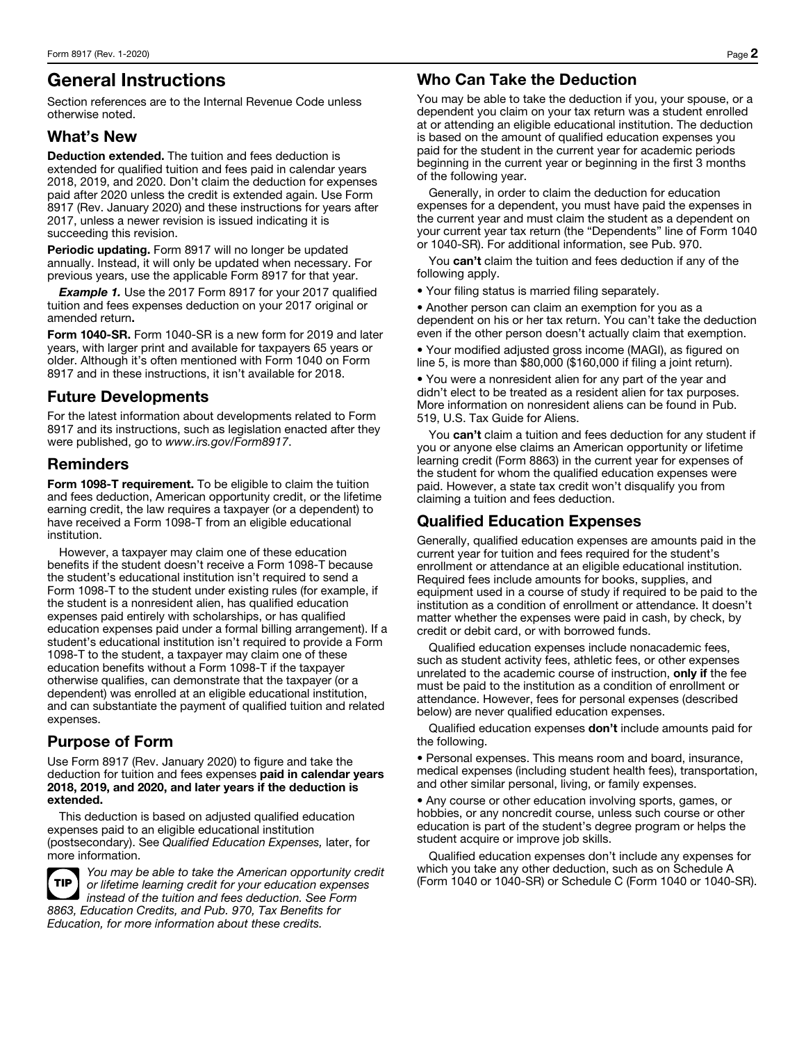# General Instructions

Section references are to the Internal Revenue Code unless otherwise noted.

## What's New

**Deduction extended.** The tuition and fees deduction is extended for qualified tuition and fees paid in calendar years 2018, 2019, and 2020. Don't claim the deduction for expenses paid after 2020 unless the credit is extended again. Use Form 8917 (Rev. January 2020) and these instructions for years after 2017, unless a newer revision is issued indicating it is succeeding this revision.

**Periodic updating.** Form 8917 will no longer be updated annually. Instead, it will only be updated when necessary. For previous years, use the applicable Form 8917 for that year.

***Example 1.*** Use the 2017 Form 8917 for your 2017 qualified tuition and fees expenses deduction on your 2017 original or amended return**.**

**Form 1040-SR.** Form 1040-SR is a new form for 2019 and later years, with larger print and available for taxpayers 65 years or older. Although it's often mentioned with Form 1040 on Form 8917 and in these instructions, it isn't available for 2018.

## Future Developments

For the latest information about developments related to Form 8917 and its instructions, such as legislation enacted after they were published, go to *www.irs.gov/Form8917*.

## Reminders

**Form 1098-T requirement.** To be eligible to claim the tuition and fees deduction, American opportunity credit, or the lifetime earning credit, the law requires a taxpayer (or a dependent) to have received a Form 1098-T from an eligible educational institution.

However, a taxpayer may claim one of these education benefits if the student doesn't receive a Form 1098-T because the student's educational institution isn't required to send a Form 1098-T to the student under existing rules (for example, if the student is a nonresident alien, has qualified education expenses paid entirely with scholarships, or has qualified education expenses paid under a formal billing arrangement). If a student's educational institution isn't required to provide a Form 1098-T to the student, a taxpayer may claim one of these education benefits without a Form 1098-T if the taxpayer otherwise qualifies, can demonstrate that the taxpayer (or a dependent) was enrolled at an eligible educational institution, and can substantiate the payment of qualified tuition and related expenses.

## Purpose of Form

Use Form 8917 (Rev. January 2020) to figure and take the deduction for tuition and fees expenses **paid in calendar years 2018, 2019, and 2020, and later years if the deduction is extended.**

This deduction is based on adjusted qualified education expenses paid to an eligible educational institution (postsecondary). See *Qualified Education Expenses,* later, for more information.

**TIP** *You may be able to take the American opportunity credit or lifetime learning credit for your education expenses instead of the tuition and fees deduction. See Form 8863, Education Credits, and Pub. 970, Tax Benefits for Education, for more information about these credits.*

## Who Can Take the Deduction

You may be able to take the deduction if you, your spouse, or a dependent you claim on your tax return was a student enrolled at or attending an eligible educational institution. The deduction is based on the amount of qualified education expenses you paid for the student in the current year for academic periods beginning in the current year or beginning in the first 3 months of the following year.

Generally, in order to claim the deduction for education expenses for a dependent, you must have paid the expenses in the current year and must claim the student as a dependent on your current year tax return (the "Dependents" line of Form 1040 or 1040-SR). For additional information, see Pub. 970.

You **can't** claim the tuition and fees deduction if any of the following apply.

- Your filing status is married filing separately.
- Another person can claim an exemption for you as a dependent on his or her tax return. You can't take the deduction even if the other person doesn't actually claim that exemption.
- Your modified adjusted gross income (MAGI), as figured on line 5, is more than $80,000 ($160,000 if filing a joint return).
- You were a nonresident alien for any part of the year and didn't elect to be treated as a resident alien for tax purposes. More information on nonresident aliens can be found in Pub. 519, U.S. Tax Guide for Aliens.

You **can't** claim a tuition and fees deduction for any student if you or anyone else claims an American opportunity or lifetime learning credit (Form 8863) in the current year for expenses of the student for whom the qualified education expenses were paid. However, a state tax credit won't disqualify you from claiming a tuition and fees deduction.

## Qualified Education Expenses

Generally, qualified education expenses are amounts paid in the current year for tuition and fees required for the student's enrollment or attendance at an eligible educational institution. Required fees include amounts for books, supplies, and equipment used in a course of study if required to be paid to the institution as a condition of enrollment or attendance. It doesn't matter whether the expenses were paid in cash, by check, by credit or debit card, or with borrowed funds.

Qualified education expenses include nonacademic fees, such as student activity fees, athletic fees, or other expenses unrelated to the academic course of instruction, **only if** the fee must be paid to the institution as a condition of enrollment or attendance. However, fees for personal expenses (described below) are never qualified education expenses.

Qualified education expenses **don't** include amounts paid for the following.

- Personal expenses. This means room and board, insurance, medical expenses (including student health fees), transportation, and other similar personal, living, or family expenses.
- Any course or other education involving sports, games, or hobbies, or any noncredit course, unless such course or other education is part of the student's degree program or helps the student acquire or improve job skills.

Qualified education expenses don't include any expenses for which you take any other deduction, such as on Schedule A (Form 1040 or 1040-SR) or Schedule C (Form 1040 or 1040-SR).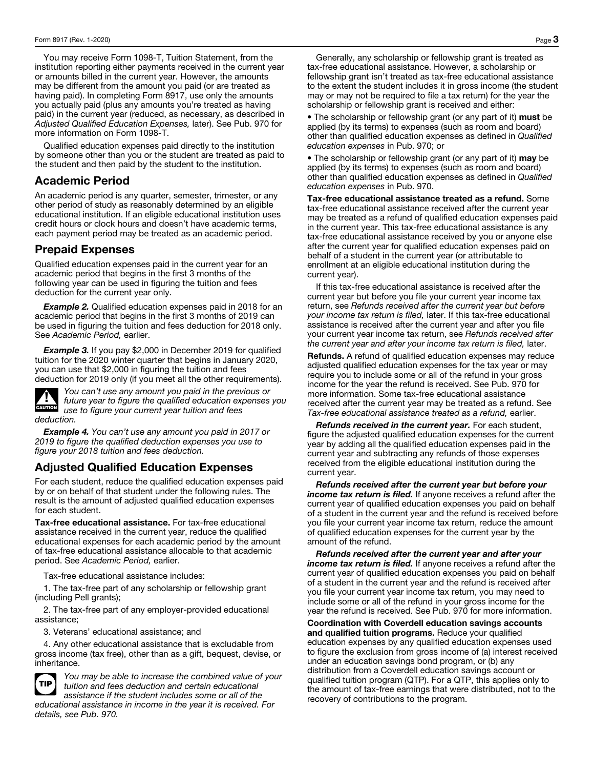You may receive Form 1098-T, Tuition Statement, from the institution reporting either payments received in the current year or amounts billed in the current year. However, the amounts may be different from the amount you paid (or are treated as having paid). In completing Form 8917, use only the amounts you actually paid (plus any amounts you're treated as having paid) in the current year (reduced, as necessary, as described in *Adjusted Qualified Education Expenses,* later). See Pub. 970 for more information on Form 1098-T.

Qualified education expenses paid directly to the institution by someone other than you or the student are treated as paid to the student and then paid by the student to the institution.

## Academic Period

An academic period is any quarter, semester, trimester, or any other period of study as reasonably determined by an eligible educational institution. If an eligible educational institution uses credit hours or clock hours and doesn't have academic terms, each payment period may be treated as an academic period.

## Prepaid Expenses

Qualified education expenses paid in the current year for an academic period that begins in the first 3 months of the following year can be used in figuring the tuition and fees deduction for the current year only.

***Example 2.*** Qualified education expenses paid in 2018 for an academic period that begins in the first 3 months of 2019 can be used in figuring the tuition and fees deduction for 2018 only. See *Academic Period,* earlier.

***Example 3.*** If you pay $2,000 in December 2019 for qualified tuition for the 2020 winter quarter that begins in January 2020, you can use that $2,000 in figuring the tuition and fees deduction for 2019 only (if you meet all the other requirements).

**CAUTION** *You can't use any amount you paid in the previous or future year to figure the qualified education expenses you use to figure your current year tuition and fees deduction.*

***Example 4.*** *You can't use any amount you paid in 2017 or 2019 to figure the qualified deduction expenses you use to figure your 2018 tuition and fees deduction.*

## Adjusted Qualified Education Expenses

For each student, reduce the qualified education expenses paid by or on behalf of that student under the following rules. The result is the amount of adjusted qualified education expenses for each student.

**Tax-free educational assistance.** For tax-free educational assistance received in the current year, reduce the qualified educational expenses for each academic period by the amount of tax-free educational assistance allocable to that academic period. See *Academic Period,* earlier.

Tax-free educational assistance includes:

1. The tax-free part of any scholarship or fellowship grant (including Pell grants);

2. The tax-free part of any employer-provided educational assistance;

3. Veterans' educational assistance; and

4. Any other educational assistance that is excludable from gross income (tax free), other than as a gift, bequest, devise, or inheritance.

**TIP** *You may be able to increase the combined value of your tuition and fees deduction and certain educational assistance if the student includes some or all of the educational assistance in income in the year it is received. For details, see Pub. 970.*

Generally, any scholarship or fellowship grant is treated as tax-free educational assistance. However, a scholarship or fellowship grant isn't treated as tax-free educational assistance to the extent the student includes it in gross income (the student may or may not be required to file a tax return) for the year the scholarship or fellowship grant is received and either:

- The scholarship or fellowship grant (or any part of it) **must** be applied (by its terms) to expenses (such as room and board) other than qualified education expenses as defined in *Qualified education expenses* in Pub. 970; or
- The scholarship or fellowship grant (or any part of it) **may** be applied (by its terms) to expenses (such as room and board) other than qualified education expenses as defined in *Qualified education expenses* in Pub. 970.

**Tax-free educational assistance treated as a refund.** Some tax-free educational assistance received after the current year may be treated as a refund of qualified education expenses paid in the current year. This tax-free educational assistance is any tax-free educational assistance received by you or anyone else after the current year for qualified education expenses paid on behalf of a student in the current year (or attributable to enrollment at an eligible educational institution during the current year).

If this tax-free educational assistance is received after the current year but before you file your current year income tax return, see *Refunds received after the current year but before your income tax return is filed,* later. If this tax-free educational assistance is received after the current year and after you file your current year income tax return, see *Refunds received after the current year and after your income tax return is filed,* later.

**Refunds.** A refund of qualified education expenses may reduce adjusted qualified education expenses for the tax year or may require you to include some or all of the refund in your gross income for the year the refund is received. See Pub. 970 for more information. Some tax-free educational assistance received after the current year may be treated as a refund. See *Tax-free educational assistance treated as a refund,* earlier.

***Refunds received in the current year.*** For each student, figure the adjusted qualified education expenses for the current year by adding all the qualified education expenses paid in the current year and subtracting any refunds of those expenses received from the eligible educational institution during the current year.

***Refunds received after the current year but before your income tax return is filed.*** If anyone receives a refund after the current year of qualified education expenses you paid on behalf of a student in the current year and the refund is received before you file your current year income tax return, reduce the amount of qualified education expenses for the current year by the amount of the refund.

***Refunds received after the current year and after your income tax return is filed.*** If anyone receives a refund after the current year of qualified education expenses you paid on behalf of a student in the current year and the refund is received after you file your current year income tax return, you may need to include some or all of the refund in your gross income for the year the refund is received. See Pub. 970 for more information.

**Coordination with Coverdell education savings accounts and qualified tuition programs.** Reduce your qualified education expenses by any qualified education expenses used to figure the exclusion from gross income of (a) interest received under an education savings bond program, or (b) any distribution from a Coverdell education savings account or qualified tuition program (QTP). For a QTP, this applies only to the amount of tax-free earnings that were distributed, not to the recovery of contributions to the program.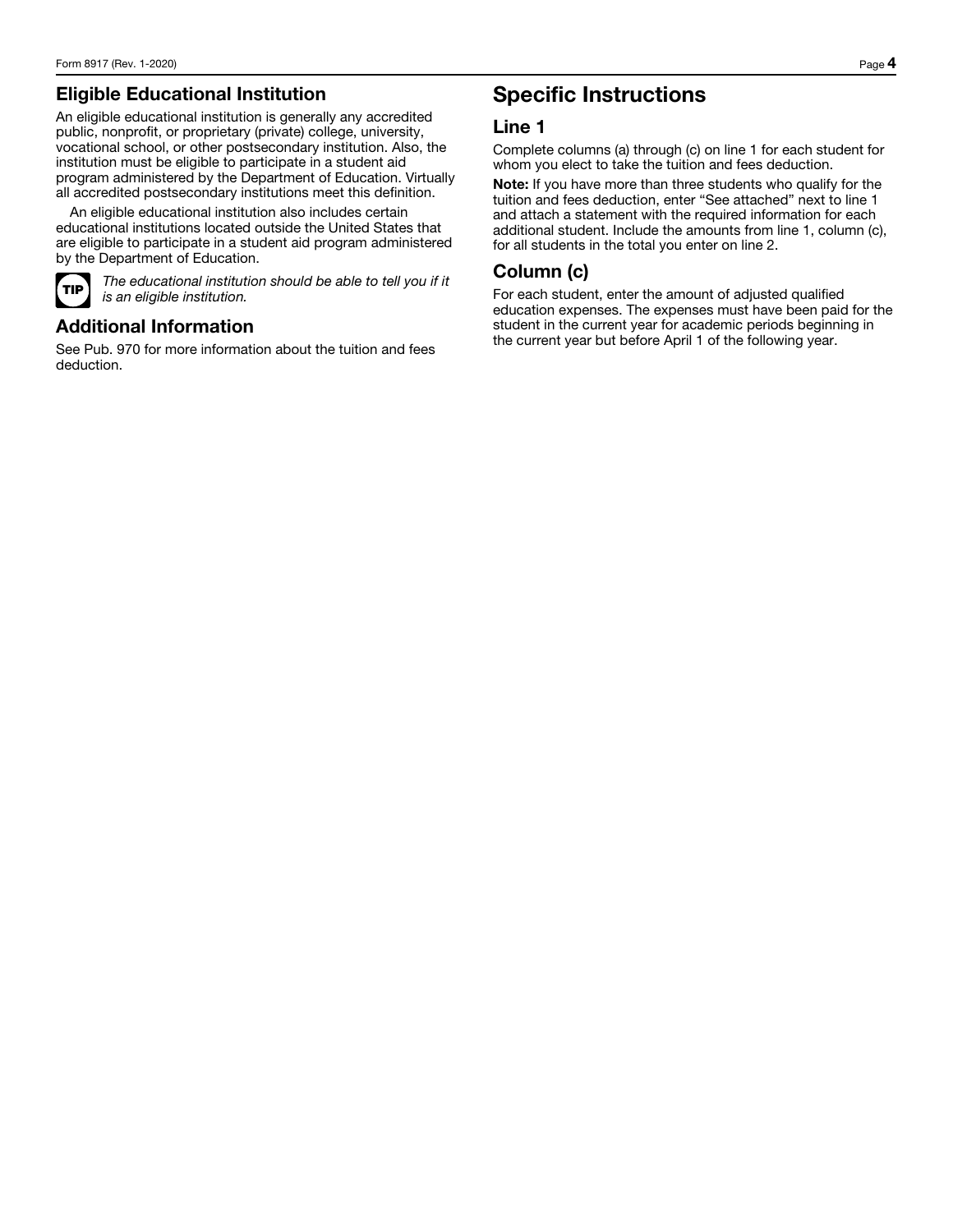## Eligible Educational Institution

An eligible educational institution is generally any accredited public, nonprofit, or proprietary (private) college, university, vocational school, or other postsecondary institution. Also, the institution must be eligible to participate in a student aid program administered by the Department of Education. Virtually all accredited postsecondary institutions meet this definition.

An eligible educational institution also includes certain educational institutions located outside the United States that are eligible to participate in a student aid program administered by the Department of Education.

**TIP** *The educational institution should be able to tell you if it is an eligible institution.*

## Additional Information

See Pub. 970 for more information about the tuition and fees deduction.

# Specific Instructions

## Line 1

Complete columns (a) through (c) on line 1 for each student for whom you elect to take the tuition and fees deduction.

**Note:** If you have more than three students who qualify for the tuition and fees deduction, enter "See attached" next to line 1 and attach a statement with the required information for each additional student. Include the amounts from line 1, column (c), for all students in the total you enter on line 2.

## Column (c)

For each student, enter the amount of adjusted qualified education expenses. The expenses must have been paid for the student in the current year for academic periods beginning in the current year but before April 1 of the following year.